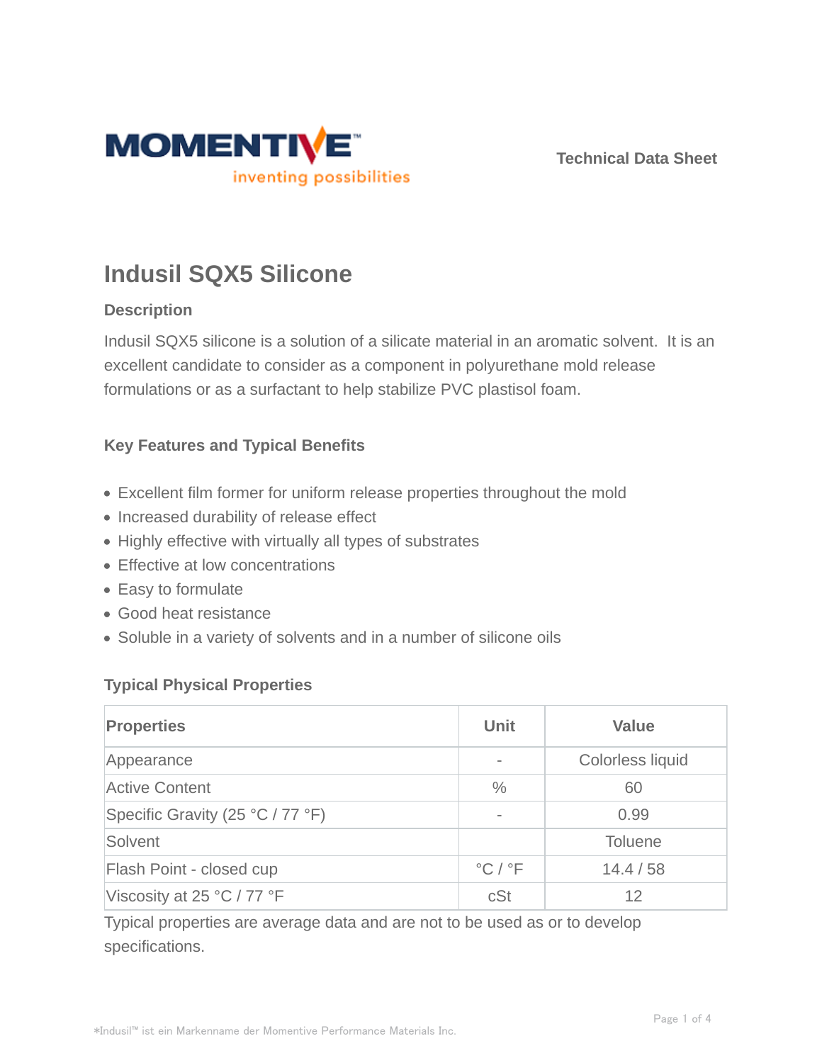Technical Data Sheet

# Indusil SQX5 Silicone

## Description

Indusil SQX5 silicone is a solution of a silicate material in an aromatic solvent. It is an excellent candidate to consider as a component in polyurethane mold release formulations or as a surfactant to help stabilize PVC plastisol foam.

## Key Features and Typical Benefits

- Excellent film former for uniform release properties throughout the mold
- Increased durability of release effect
- Highly effective with virtually all types of substrates
- Effective at low concentrations
- Easy to formulate
- Good heat resistance
- Soluble in a variety of solvents and in a number of silicone oils

## Typical Physical Properties

| Properties | Unit | Value |
|---|---|---|
| Appearance | - | Colorless liquid |
| Active Content | % | 60 |
| Specific Gravity (25 °C / 77 °F) | - | 0.99 |
| Solvent | | Toluene |
| Flash Point - closed cup | °C / °F | 14.4 / 58 |
| Viscosity at 25 °C / 77 °F | cSt | 12 |

Typical properties are average data and are not to be used as or to develop specifications.

*Indusil™ ist ein Markenname der Momentive Performance Materials Inc.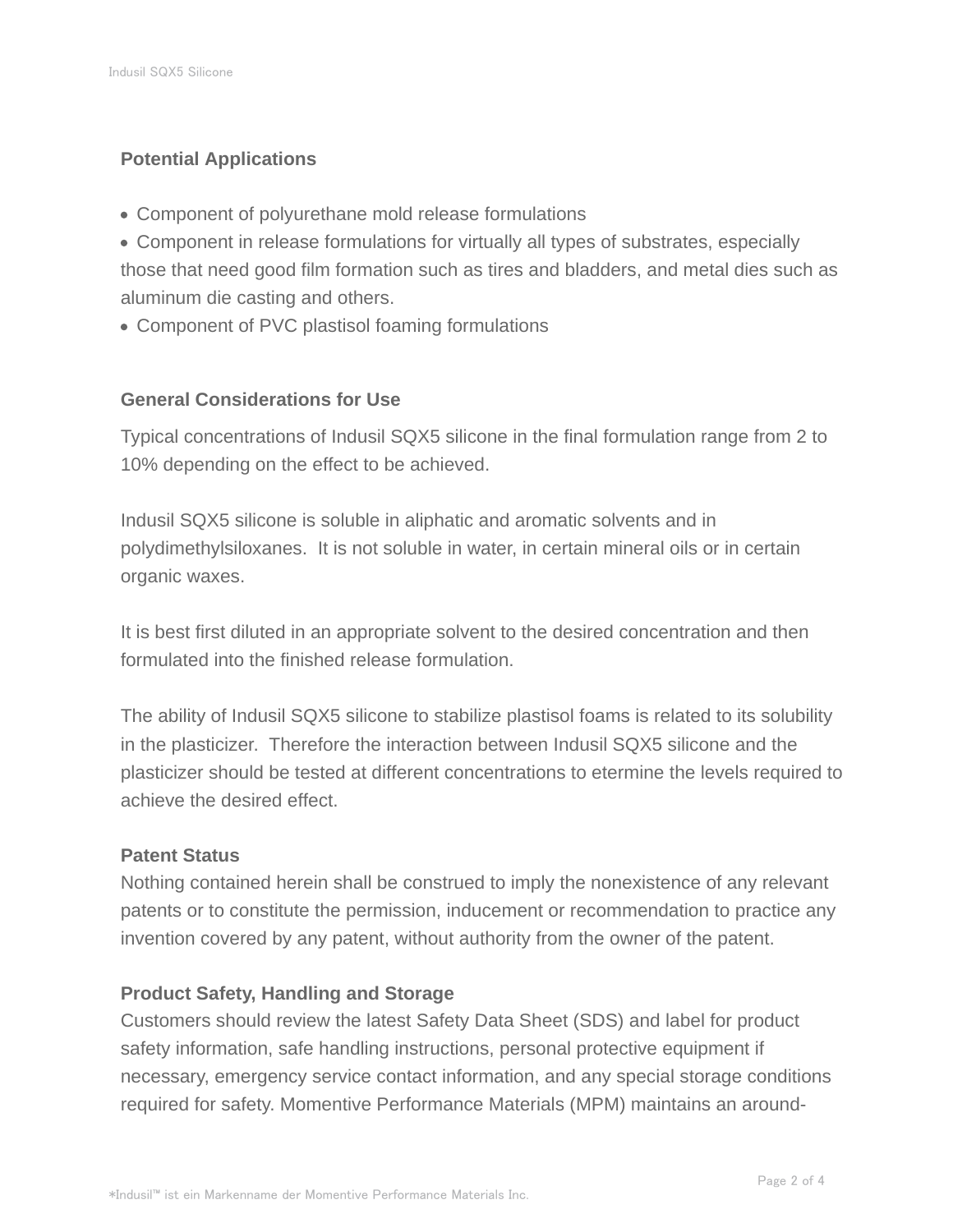## Potential Applications

- Component of polyurethane mold release formulations
- Component in release formulations for virtually all types of substrates, especially those that need good film formation such as tires and bladders, and metal dies such as aluminum die casting and others.
- Component of PVC plastisol foaming formulations

## General Considerations for Use

Typical concentrations of Indusil SQX5 silicone in the final formulation range from 2 to 10% depending on the effect to be achieved.

Indusil SQX5 silicone is soluble in aliphatic and aromatic solvents and in polydimethylsiloxanes. It is not soluble in water, in certain mineral oils or in certain organic waxes.

It is best first diluted in an appropriate solvent to the desired concentration and then formulated into the finished release formulation.

The ability of Indusil SQX5 silicone to stabilize plastisol foams is related to its solubility in the plasticizer. Therefore the interaction between Indusil SQX5 silicone and the plasticizer should be tested at different concentrations to etermine the levels required to achieve the desired effect.

## Patent Status

Nothing contained herein shall be construed to imply the nonexistence of any relevant patents or to constitute the permission, inducement or recommendation to practice any invention covered by any patent, without authority from the owner of the patent.

## Product Safety, Handling and Storage

Customers should review the latest Safety Data Sheet (SDS) and label for product safety information, safe handling instructions, personal protective equipment if necessary, emergency service contact information, and any special storage conditions required for safety. Momentive Performance Materials (MPM) maintains an around-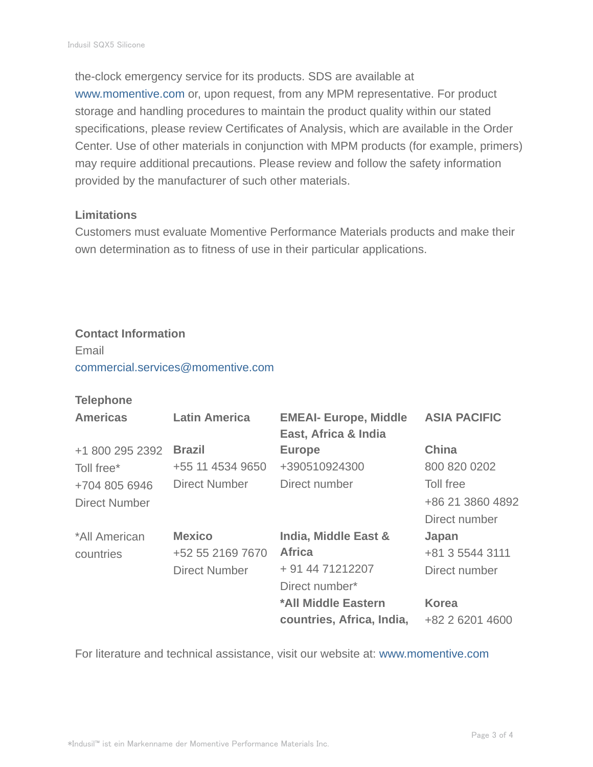the-clock emergency service for its products. SDS are available at www.momentive.com or, upon request, from any MPM representative. For product storage and handling procedures to maintain the product quality within our stated specifications, please review Certificates of Analysis, which are available in the Order Center. Use of other materials in conjunction with MPM products (for example, primers) may require additional precautions. Please review and follow the safety information provided by the manufacturer of such other materials.

**Limitations**

Customers must evaluate Momentive Performance Materials products and make their own determination as to fitness of use in their particular applications.

**Contact Information**

Email

commercial.services@momentive.com

**Telephone**

| **Americas** | **Latin America** | **EMEAI- Europe, Middle East, Africa & India** | **ASIA PACIFIC** |
|---|---|---|---|
| +1 800 295 2392<br>Toll free*<br>+704 805 6946<br>Direct Number | **Brazil**<br>+55 11 4534 9650<br>Direct Number | **Europe**<br>+390510924300<br>Direct number | **China**<br>800 820 0202<br>Toll free<br>+86 21 3860 4892<br>Direct number |
| *All American countries | **Mexico**<br>+52 55 2169 7670<br>Direct Number | **India, Middle East & Africa**<br>+ 91 44 71212207<br>Direct number*<br>**\*All Middle Eastern countries, Africa, India,** | **Japan**<br>+81 3 5544 3111<br>Direct number<br>**Korea**<br>+82 2 6201 4600 |

For literature and technical assistance, visit our website at: www.momentive.com

*Indusil™ ist ein Markenname der Momentive Performance Materials Inc.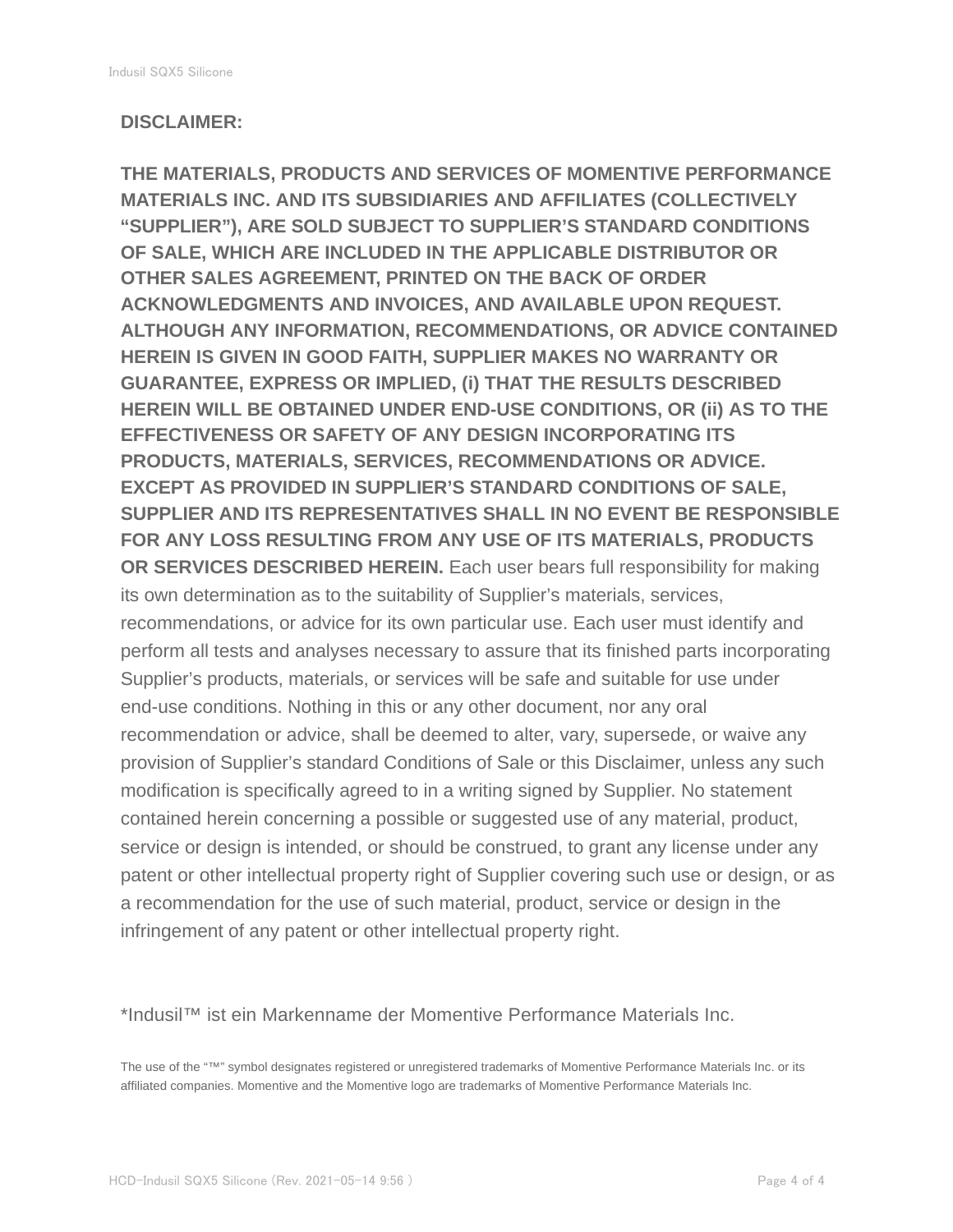**DISCLAIMER:**

**THE MATERIALS, PRODUCTS AND SERVICES OF MOMENTIVE PERFORMANCE MATERIALS INC. AND ITS SUBSIDIARIES AND AFFILIATES (COLLECTIVELY "SUPPLIER"), ARE SOLD SUBJECT TO SUPPLIER'S STANDARD CONDITIONS OF SALE, WHICH ARE INCLUDED IN THE APPLICABLE DISTRIBUTOR OR OTHER SALES AGREEMENT, PRINTED ON THE BACK OF ORDER ACKNOWLEDGMENTS AND INVOICES, AND AVAILABLE UPON REQUEST. ALTHOUGH ANY INFORMATION, RECOMMENDATIONS, OR ADVICE CONTAINED HEREIN IS GIVEN IN GOOD FAITH, SUPPLIER MAKES NO WARRANTY OR GUARANTEE, EXPRESS OR IMPLIED, (i) THAT THE RESULTS DESCRIBED HEREIN WILL BE OBTAINED UNDER END-USE CONDITIONS, OR (ii) AS TO THE EFFECTIVENESS OR SAFETY OF ANY DESIGN INCORPORATING ITS PRODUCTS, MATERIALS, SERVICES, RECOMMENDATIONS OR ADVICE. EXCEPT AS PROVIDED IN SUPPLIER'S STANDARD CONDITIONS OF SALE, SUPPLIER AND ITS REPRESENTATIVES SHALL IN NO EVENT BE RESPONSIBLE FOR ANY LOSS RESULTING FROM ANY USE OF ITS MATERIALS, PRODUCTS OR SERVICES DESCRIBED HEREIN.** Each user bears full responsibility for making its own determination as to the suitability of Supplier's materials, services, recommendations, or advice for its own particular use. Each user must identify and perform all tests and analyses necessary to assure that its finished parts incorporating Supplier's products, materials, or services will be safe and suitable for use under end-use conditions. Nothing in this or any other document, nor any oral recommendation or advice, shall be deemed to alter, vary, supersede, or waive any provision of Supplier's standard Conditions of Sale or this Disclaimer, unless any such modification is specifically agreed to in a writing signed by Supplier. No statement contained herein concerning a possible or suggested use of any material, product, service or design is intended, or should be construed, to grant any license under any patent or other intellectual property right of Supplier covering such use or design, or as a recommendation for the use of such material, product, service or design in the infringement of any patent or other intellectual property right.

*Indusil™ ist ein Markenname der Momentive Performance Materials Inc.

The use of the "™" symbol designates registered or unregistered trademarks of Momentive Performance Materials Inc. or its affiliated companies. Momentive and the Momentive logo are trademarks of Momentive Performance Materials Inc.